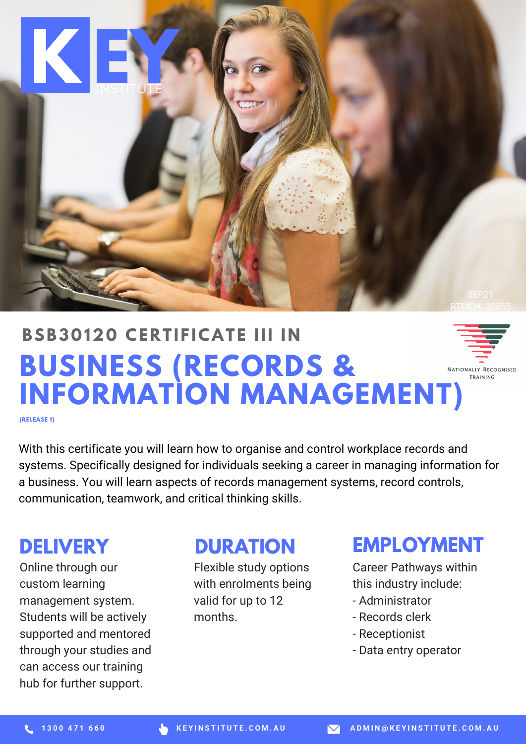KEY INSTITUTE

SEP21
RTOID#: 20855

# BSB30120 CERTIFICATE III IN BUSINESS (RECORDS & INFORMATION MANAGEMENT)

(RELEASE 1)

Nationally Recognised Training

With this certificate you will learn how to organise and control workplace records and systems. Specifically designed for individuals seeking a career in managing information for a business. You will learn aspects of records management systems, record controls, communication, teamwork, and critical thinking skills.

## DELIVERY

Online through our custom learning management system. Students will be actively supported and mentored through your studies and can access our training hub for further support.

## DURATION

Flexible study options with enrolments being valid for up to 12 months.

## EMPLOYMENT

Career Pathways within this industry include:

- Administrator
- Records clerk
- Receptionist
- Data entry operator

1300 471 660 | KEYINSTITUTE.COM.AU | ADMIN@KEYINSTITUTE.COM.AU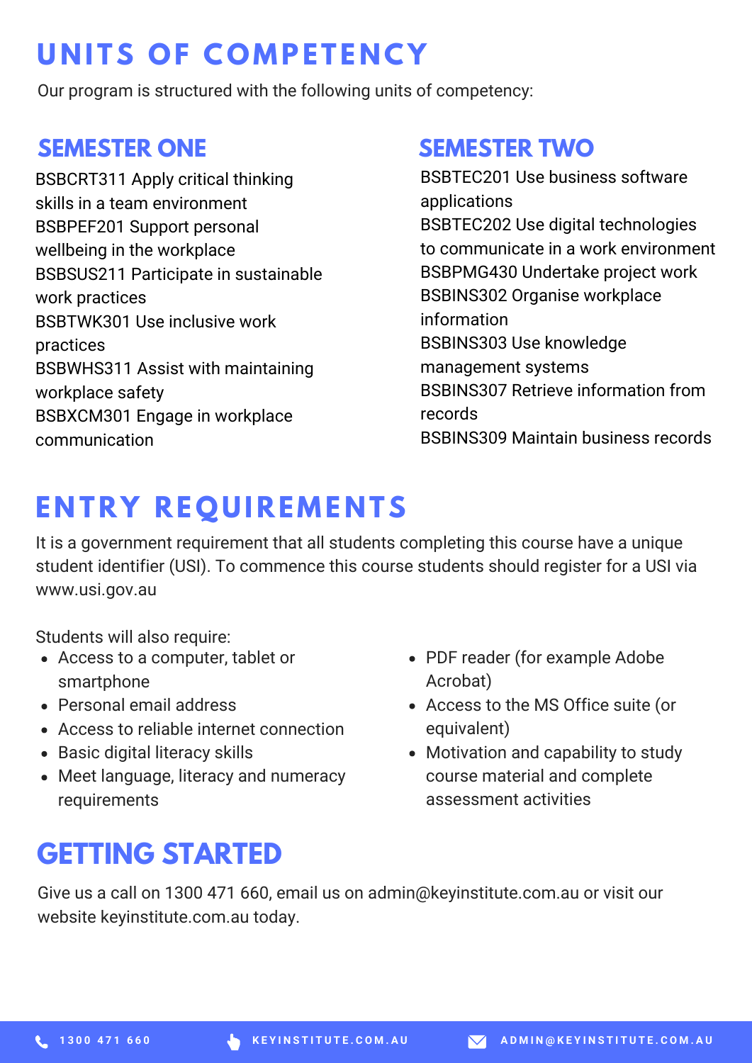# UNITS OF COMPETENCY

Our program is structured with the following units of competency:

## SEMESTER ONE

BSBCRT311 Apply critical thinking skills in a team environment
BSBPEF201 Support personal wellbeing in the workplace
BSBSUS211 Participate in sustainable work practices
BSBTWK301 Use inclusive work practices
BSBWHS311 Assist with maintaining workplace safety
BSBXCM301 Engage in workplace communication

## SEMESTER TWO

BSBTEC201 Use business software applications
BSBTEC202 Use digital technologies to communicate in a work environment
BSBPMG430 Undertake project work
BSBINS302 Organise workplace information
BSBINS303 Use knowledge management systems
BSBINS307 Retrieve information from records
BSBINS309 Maintain business records

# ENTRY REQUIREMENTS

It is a government requirement that all students completing this course have a unique student identifier (USI). To commence this course students should register for a USI via www.usi.gov.au

Students will also require:

- Access to a computer, tablet or smartphone
- Personal email address
- Access to reliable internet connection
- Basic digital literacy skills
- Meet language, literacy and numeracy requirements
- PDF reader (for example Adobe Acrobat)
- Access to the MS Office suite (or equivalent)
- Motivation and capability to study course material and complete assessment activities

# GETTING STARTED

Give us a call on 1300 471 660, email us on admin@keyinstitute.com.au or visit our website keyinstitute.com.au today.

1300 471 660 KEYINSTITUTE.COM.AU ADMIN@KEYINSTITUTE.COM.AU